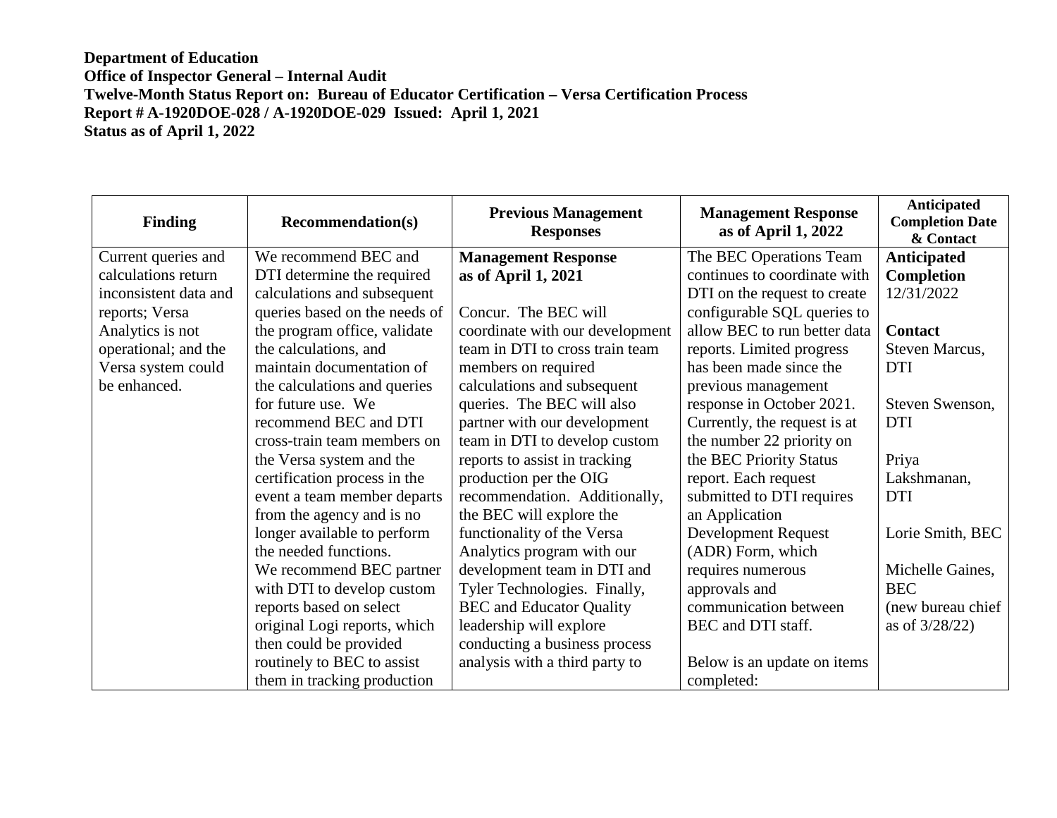**Department of Education**
**Office of Inspector General – Internal Audit**
**Twelve-Month Status Report on: Bureau of Educator Certification – Versa Certification Process**
**Report # A-1920DOE-028 / A-1920DOE-029 Issued: April 1, 2021**
**Status as of April 1, 2022**

| Finding | Recommendation(s) | Previous Management Responses | Management Response as of April 1, 2022 | Anticipated Completion Date & Contact |
|---|---|---|---|---|
| Current queries and calculations return inconsistent data and reports; Versa Analytics is not operational; and the Versa system could be enhanced. | We recommend BEC and DTI determine the required calculations and subsequent queries based on the needs of the program office, validate the calculations, and maintain documentation of the calculations and queries for future use. We recommend BEC and DTI cross-train team members on the Versa system and the certification process in the event a team member departs from the agency and is no longer available to perform the needed functions.<br>We recommend BEC partner with DTI to develop custom reports based on select original Logi reports, which then could be provided routinely to BEC to assist them in tracking production | **Management Response as of April 1, 2021**<br><br>Concur. The BEC will coordinate with our development team in DTI to cross train team members on required calculations and subsequent queries. The BEC will also partner with our development team in DTI to develop custom reports to assist in tracking production per the OIG recommendation. Additionally, the BEC will explore the functionality of the Versa Analytics program with our development team in DTI and Tyler Technologies. Finally, BEC and Educator Quality leadership will explore conducting a business process analysis with a third party to | The BEC Operations Team continues to coordinate with DTI on the request to create configurable SQL queries to allow BEC to run better data reports. Limited progress has been made since the previous management response in October 2021. Currently, the request is at the number 22 priority on the BEC Priority Status report. Each request submitted to DTI requires an Application Development Request (ADR) Form, which requires numerous approvals and communication between BEC and DTI staff.<br><br>Below is an update on items completed: | **Anticipated Completion** 12/31/2022<br><br>**Contact**<br>Steven Marcus, DTI<br><br>Steven Swenson, DTI<br><br>Priya Lakshmanan, DTI<br><br>Lorie Smith, BEC<br><br>Michelle Gaines, BEC (new bureau chief as of 3/28/22) |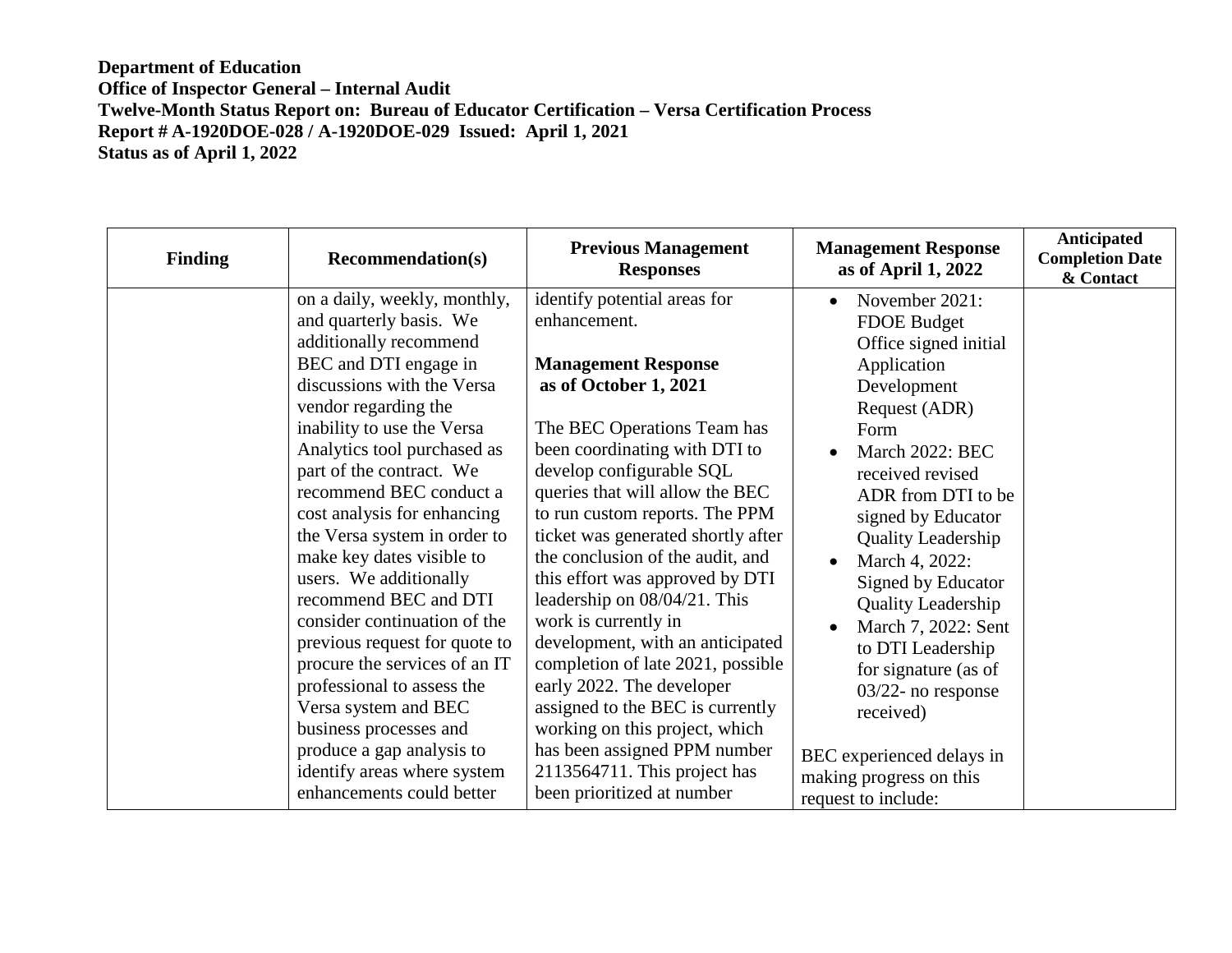**Department of Education**
**Office of Inspector General – Internal Audit**
**Twelve-Month Status Report on: Bureau of Educator Certification – Versa Certification Process**
**Report # A-1920DOE-028 / A-1920DOE-029 Issued: April 1, 2021**
**Status as of April 1, 2022**

| Finding | Recommendation(s) | Previous Management Responses | Management Response as of April 1, 2022 | Anticipated Completion Date & Contact |
|---|---|---|---|---|
| | on a daily, weekly, monthly, and quarterly basis. We additionally recommend BEC and DTI engage in discussions with the Versa vendor regarding the inability to use the Versa Analytics tool purchased as part of the contract. We recommend BEC conduct a cost analysis for enhancing the Versa system in order to make key dates visible to users. We additionally recommend BEC and DTI consider continuation of the previous request for quote to procure the services of an IT professional to assess the Versa system and BEC business processes and produce a gap analysis to identify areas where system enhancements could better | identify potential areas for enhancement.<br><br>**Management Response as of October 1, 2021**<br><br>The BEC Operations Team has been coordinating with DTI to develop configurable SQL queries that will allow the BEC to run custom reports. The PPM ticket was generated shortly after the conclusion of the audit, and this effort was approved by DTI leadership on 08/04/21. This work is currently in development, with an anticipated completion of late 2021, possible early 2022. The developer assigned to the BEC is currently working on this project, which has been assigned PPM number 2113564711. This project has been prioritized at number | • November 2021: FDOE Budget Office signed initial Application Development Request (ADR) Form<br>• March 2022: BEC received revised ADR from DTI to be signed by Educator Quality Leadership<br>• March 4, 2022: Signed by Educator Quality Leadership<br>• March 7, 2022: Sent to DTI Leadership for signature (as of 03/22- no response received)<br><br>BEC experienced delays in making progress on this request to include: | |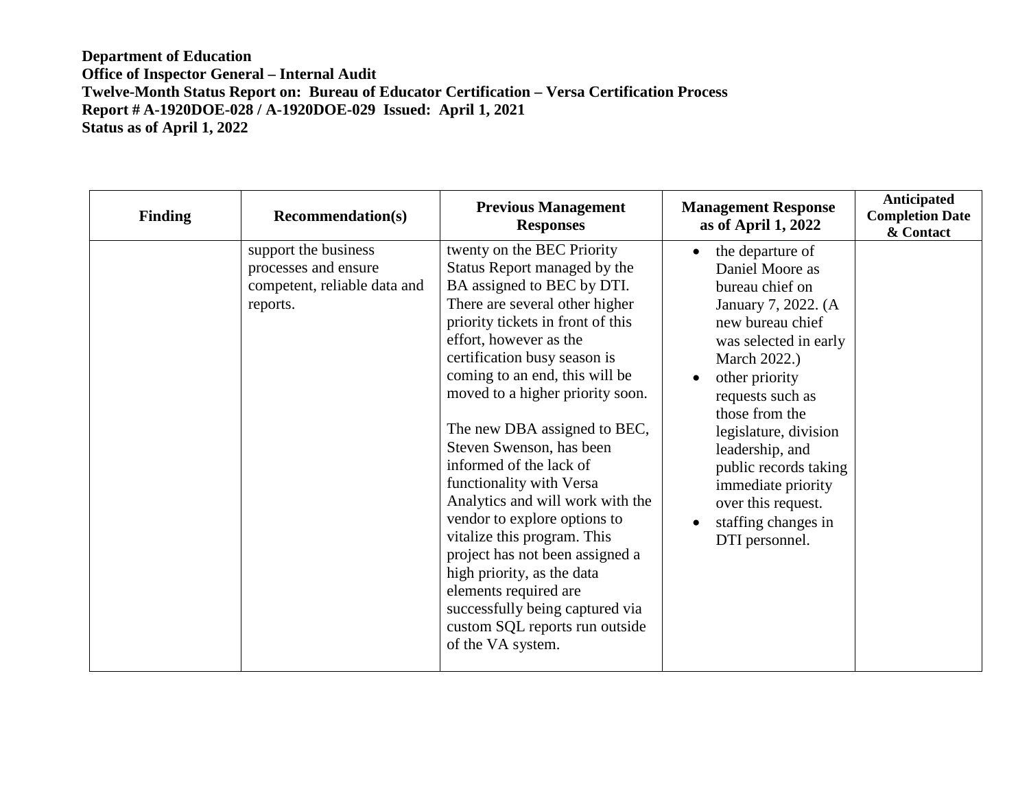**Department of Education**
**Office of Inspector General – Internal Audit**
**Twelve-Month Status Report on: Bureau of Educator Certification – Versa Certification Process**
**Report # A-1920DOE-028 / A-1920DOE-029 Issued: April 1, 2021**
**Status as of April 1, 2022**

| Finding | Recommendation(s) | Previous Management Responses | Management Response as of April 1, 2022 | Anticipated Completion Date & Contact |
|---|---|---|---|---|
| | support the business processes and ensure competent, reliable data and reports. | twenty on the BEC Priority Status Report managed by the BA assigned to BEC by DTI. There are several other higher priority tickets in front of this effort, however as the certification busy season is coming to an end, this will be moved to a higher priority soon.<br><br>The new DBA assigned to BEC, Steven Swenson, has been informed of the lack of functionality with Versa Analytics and will work with the vendor to explore options to vitalize this program. This project has not been assigned a high priority, as the data elements required are successfully being captured via custom SQL reports run outside of the VA system. | • the departure of Daniel Moore as bureau chief on January 7, 2022. (A new bureau chief was selected in early March 2022.)<br>• other priority requests such as those from the legislature, division leadership, and public records taking immediate priority over this request.<br>• staffing changes in DTI personnel. | |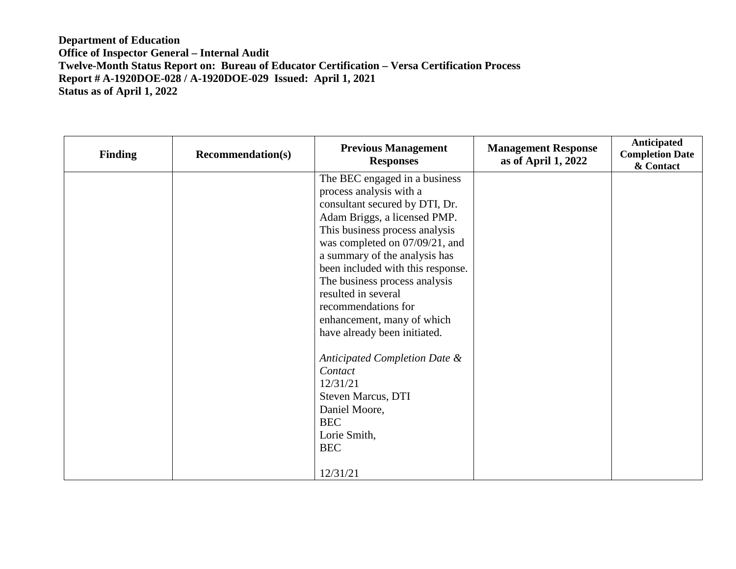**Department of Education**
**Office of Inspector General – Internal Audit**
**Twelve-Month Status Report on: Bureau of Educator Certification – Versa Certification Process**
**Report # A-1920DOE-028 / A-1920DOE-029 Issued: April 1, 2021**
**Status as of April 1, 2022**

| Finding | Recommendation(s) | Previous Management Responses | Management Response as of April 1, 2022 | Anticipated Completion Date & Contact |
|---|---|---|---|---|
| | | The BEC engaged in a business process analysis with a consultant secured by DTI, Dr. Adam Briggs, a licensed PMP. This business process analysis was completed on 07/09/21, and a summary of the analysis has been included with this response. The business process analysis resulted in several recommendations for enhancement, many of which have already been initiated.<br><br>*Anticipated Completion Date & Contact*<br>12/31/21<br>Steven Marcus, DTI<br>Daniel Moore, BEC<br>Lorie Smith, BEC<br><br>12/31/21 | | |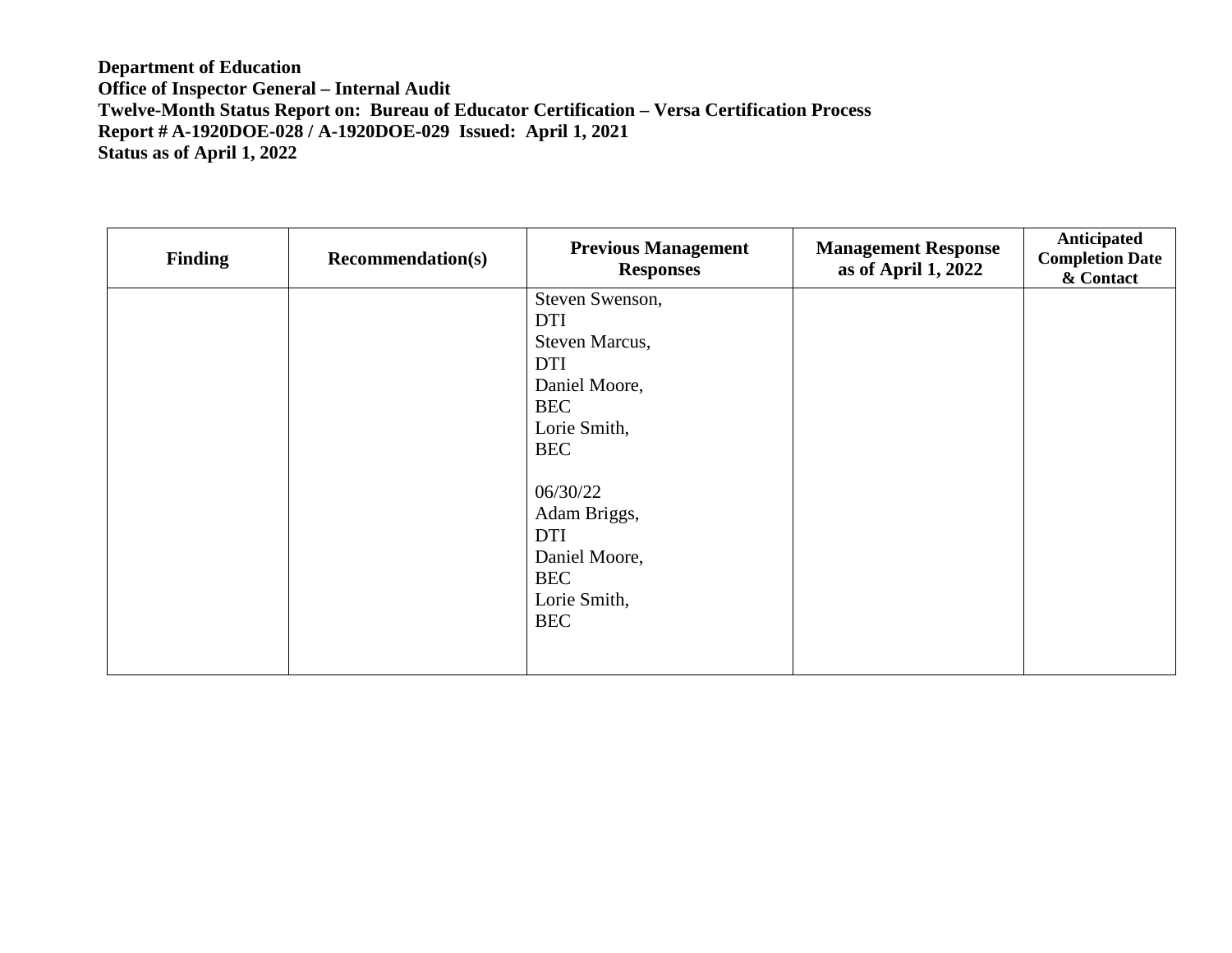**Department of Education**
**Office of Inspector General – Internal Audit**
**Twelve-Month Status Report on: Bureau of Educator Certification – Versa Certification Process**
**Report # A-1920DOE-028 / A-1920DOE-029 Issued: April 1, 2021**
**Status as of April 1, 2022**

| Finding | Recommendation(s) | Previous Management Responses | Management Response as of April 1, 2022 | Anticipated Completion Date & Contact |
|---|---|---|---|---|
| | | Steven Swenson, DTI<br>Steven Marcus, DTI<br>Daniel Moore, BEC<br>Lorie Smith, BEC<br><br>06/30/22<br>Adam Briggs, DTI<br>Daniel Moore, BEC<br>Lorie Smith, BEC | | |